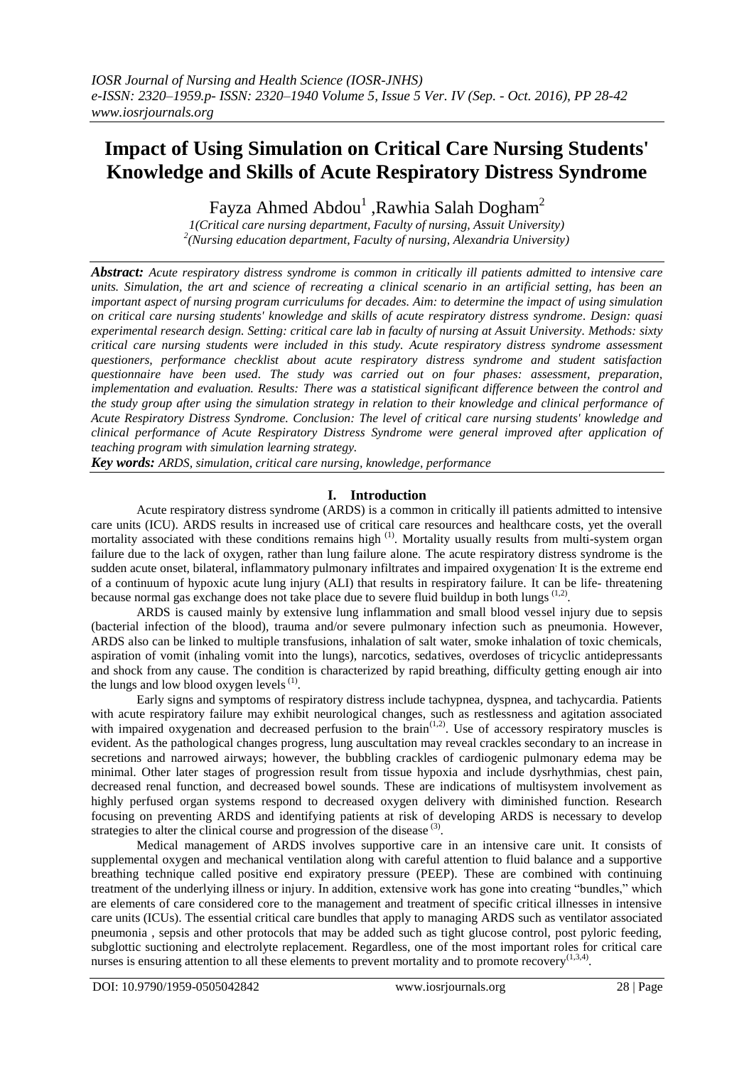# Impact of Using Simulation on Critical Care Nursing Students' Knowledge and Skills of Acute Respiratory Distress Syndrome

Fayza Ahmed Abdou[1] ,Rawhia Salah Dogham[2]

*1(Critical care nursing department, Faculty of nursing, Assuit University)*
*[2](Nursing education department, Faculty of nursing, Alexandria University)*

***Abstract:*** *Acute respiratory distress syndrome is common in critically ill patients admitted to intensive care units. Simulation, the art and science of recreating a clinical scenario in an artificial setting, has been an important aspect of nursing program curriculums for decades. Aim: to determine the impact of using simulation on critical care nursing students' knowledge and skills of acute respiratory distress syndrome. Design: quasi experimental research design. Setting: critical care lab in faculty of nursing at Assuit University. Methods: sixty critical care nursing students were included in this study. Acute respiratory distress syndrome assessment questioners, performance checklist about acute respiratory distress syndrome and student satisfaction questionnaire have been used. The study was carried out on four phases: assessment, preparation, implementation and evaluation. Results: There was a statistical significant difference between the control and the study group after using the simulation strategy in relation to their knowledge and clinical performance of Acute Respiratory Distress Syndrome. Conclusion: The level of critical care nursing students' knowledge and clinical performance of Acute Respiratory Distress Syndrome were general improved after application of teaching program with simulation learning strategy.*

***Key words:*** *ARDS, simulation, critical care nursing, knowledge, performance*

## I. Introduction

Acute respiratory distress syndrome (ARDS) is a common in critically ill patients admitted to intensive care units (ICU). ARDS results in increased use of critical care resources and healthcare costs, yet the overall mortality associated with these conditions remains high [1]. Mortality usually results from multi-system organ failure due to the lack of oxygen, rather than lung failure alone. The acute respiratory distress syndrome is the sudden acute onset, bilateral, inflammatory pulmonary infiltrates and impaired oxygenation. It is the extreme end of a continuum of hypoxic acute lung injury (ALI) that results in respiratory failure. It can be life- threatening because normal gas exchange does not take place due to severe fluid buildup in both lungs [1,2].

ARDS is caused mainly by extensive lung inflammation and small blood vessel injury due to sepsis (bacterial infection of the blood), trauma and/or severe pulmonary infection such as pneumonia. However, ARDS also can be linked to multiple transfusions, inhalation of salt water, smoke inhalation of toxic chemicals, aspiration of vomit (inhaling vomit into the lungs), narcotics, sedatives, overdoses of tricyclic antidepressants and shock from any cause. The condition is characterized by rapid breathing, difficulty getting enough air into the lungs and low blood oxygen levels [1].

Early signs and symptoms of respiratory distress include tachypnea, dyspnea, and tachycardia. Patients with acute respiratory failure may exhibit neurological changes, such as restlessness and agitation associated with impaired oxygenation and decreased perfusion to the brain[1,2]. Use of accessory respiratory muscles is evident. As the pathological changes progress, lung auscultation may reveal crackles secondary to an increase in secretions and narrowed airways; however, the bubbling crackles of cardiogenic pulmonary edema may be minimal. Other later stages of progression result from tissue hypoxia and include dysrhythmias, chest pain, decreased renal function, and decreased bowel sounds. These are indications of multisystem involvement as highly perfused organ systems respond to decreased oxygen delivery with diminished function. Research focusing on preventing ARDS and identifying patients at risk of developing ARDS is necessary to develop strategies to alter the clinical course and progression of the disease [3].

Medical management of ARDS involves supportive care in an intensive care unit. It consists of supplemental oxygen and mechanical ventilation along with careful attention to fluid balance and a supportive breathing technique called positive end expiratory pressure (PEEP). These are combined with continuing treatment of the underlying illness or injury. In addition, extensive work has gone into creating "bundles," which are elements of care considered core to the management and treatment of specific critical illnesses in intensive care units (ICUs). The essential critical care bundles that apply to managing ARDS such as ventilator associated pneumonia , sepsis and other protocols that may be added such as tight glucose control, post pyloric feeding, subglottic suctioning and electrolyte replacement. Regardless, one of the most important roles for critical care nurses is ensuring attention to all these elements to prevent mortality and to promote recovery[1,3,4].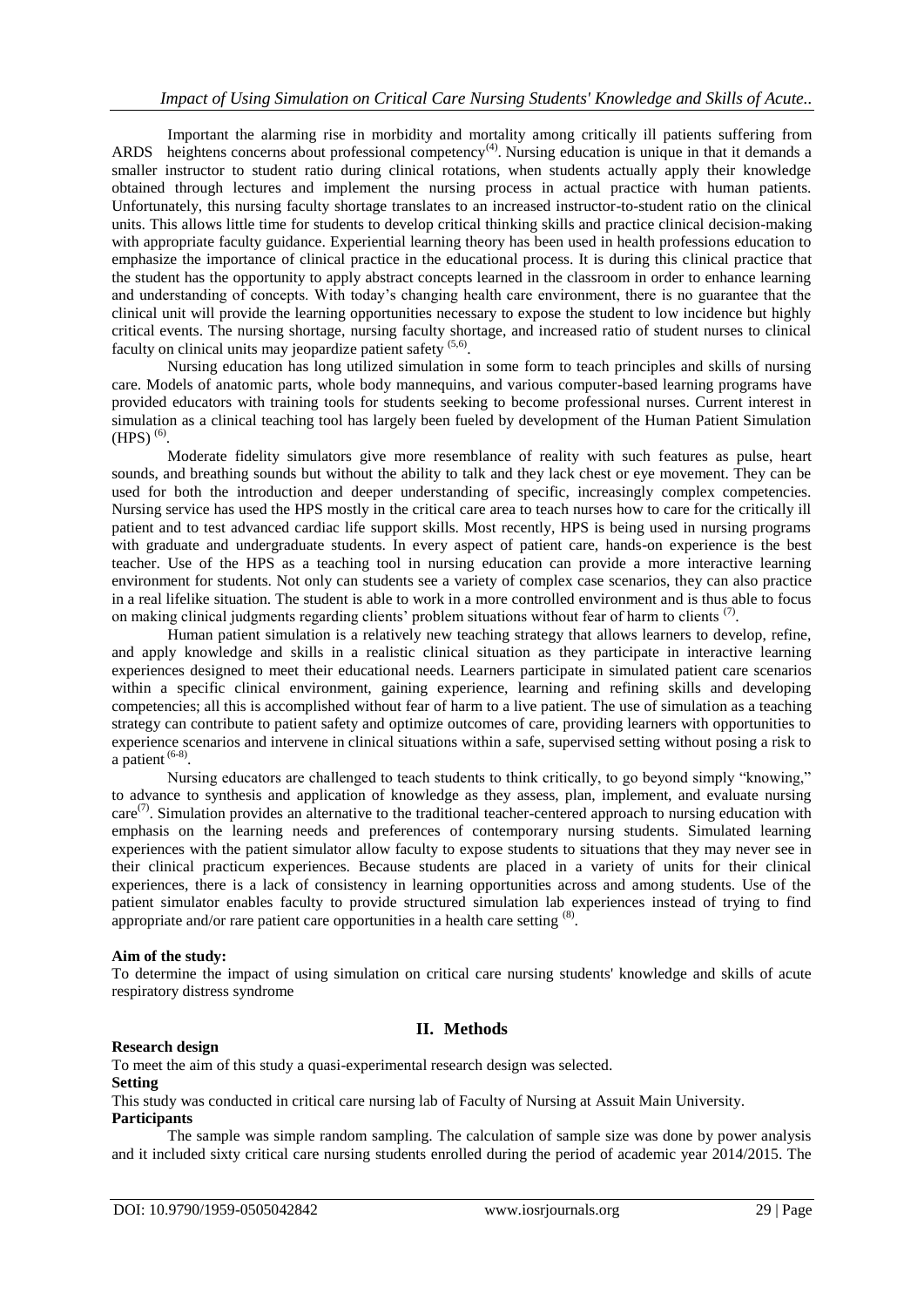Important the alarming rise in morbidity and mortality among critically ill patients suffering from ARDS heightens concerns about professional competency[4]. Nursing education is unique in that it demands a smaller instructor to student ratio during clinical rotations, when students actually apply their knowledge obtained through lectures and implement the nursing process in actual practice with human patients. Unfortunately, this nursing faculty shortage translates to an increased instructor-to-student ratio on the clinical units. This allows little time for students to develop critical thinking skills and practice clinical decision-making with appropriate faculty guidance. Experiential learning theory has been used in health professions education to emphasize the importance of clinical practice in the educational process. It is during this clinical practice that the student has the opportunity to apply abstract concepts learned in the classroom in order to enhance learning and understanding of concepts. With today's changing health care environment, there is no guarantee that the clinical unit will provide the learning opportunities necessary to expose the student to low incidence but highly critical events. The nursing shortage, nursing faculty shortage, and increased ratio of student nurses to clinical faculty on clinical units may jeopardize patient safety [5,6].

Nursing education has long utilized simulation in some form to teach principles and skills of nursing care. Models of anatomic parts, whole body mannequins, and various computer-based learning programs have provided educators with training tools for students seeking to become professional nurses. Current interest in simulation as a clinical teaching tool has largely been fueled by development of the Human Patient Simulation (HPS) [6].

Moderate fidelity simulators give more resemblance of reality with such features as pulse, heart sounds, and breathing sounds but without the ability to talk and they lack chest or eye movement. They can be used for both the introduction and deeper understanding of specific, increasingly complex competencies. Nursing service has used the HPS mostly in the critical care area to teach nurses how to care for the critically ill patient and to test advanced cardiac life support skills. Most recently, HPS is being used in nursing programs with graduate and undergraduate students. In every aspect of patient care, hands-on experience is the best teacher. Use of the HPS as a teaching tool in nursing education can provide a more interactive learning environment for students. Not only can students see a variety of complex case scenarios, they can also practice in a real lifelike situation. The student is able to work in a more controlled environment and is thus able to focus on making clinical judgments regarding clients' problem situations without fear of harm to clients [7].

Human patient simulation is a relatively new teaching strategy that allows learners to develop, refine, and apply knowledge and skills in a realistic clinical situation as they participate in interactive learning experiences designed to meet their educational needs. Learners participate in simulated patient care scenarios within a specific clinical environment, gaining experience, learning and refining skills and developing competencies; all this is accomplished without fear of harm to a live patient. The use of simulation as a teaching strategy can contribute to patient safety and optimize outcomes of care, providing learners with opportunities to experience scenarios and intervene in clinical situations within a safe, supervised setting without posing a risk to a patient [6-8].

Nursing educators are challenged to teach students to think critically, to go beyond simply "knowing," to advance to synthesis and application of knowledge as they assess, plan, implement, and evaluate nursing care[7]. Simulation provides an alternative to the traditional teacher-centered approach to nursing education with emphasis on the learning needs and preferences of contemporary nursing students. Simulated learning experiences with the patient simulator allow faculty to expose students to situations that they may never see in their clinical practicum experiences. Because students are placed in a variety of units for their clinical experiences, there is a lack of consistency in learning opportunities across and among students. Use of the patient simulator enables faculty to provide structured simulation lab experiences instead of trying to find appropriate and/or rare patient care opportunities in a health care setting [8].

**Aim of the study:**
To determine the impact of using simulation on critical care nursing students' knowledge and skills of acute respiratory distress syndrome

## II. Methods

**Research design**
To meet the aim of this study a quasi-experimental research design was selected.

**Setting**
This study was conducted in critical care nursing lab of Faculty of Nursing at Assuit Main University.

**Participants**
The sample was simple random sampling. The calculation of sample size was done by power analysis and it included sixty critical care nursing students enrolled during the period of academic year 2014/2015. The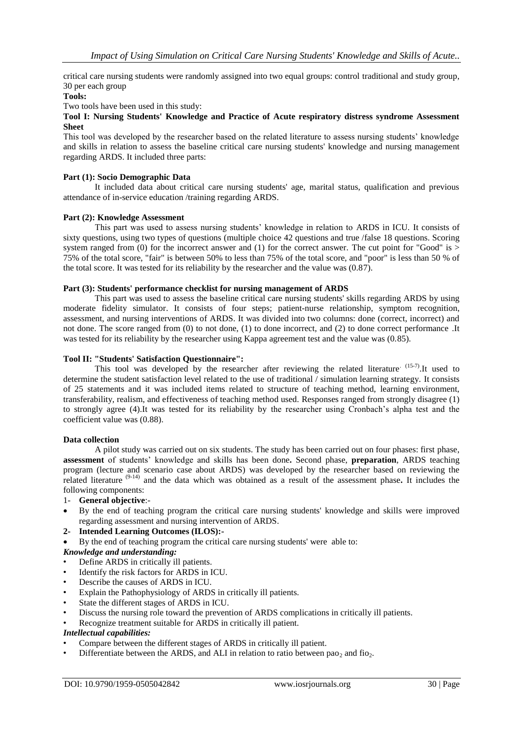critical care nursing students were randomly assigned into two equal groups: control traditional and study group, 30 per each group

**Tools:**

Two tools have been used in this study:

**Tool I: Nursing Students' Knowledge and Practice of Acute respiratory distress syndrome Assessment Sheet**

This tool was developed by the researcher based on the related literature to assess nursing students' knowledge and skills in relation to assess the baseline critical care nursing students' knowledge and nursing management regarding ARDS. It included three parts:

**Part (1): Socio Demographic Data**

It included data about critical care nursing students' age, marital status, qualification and previous attendance of in-service education /training regarding ARDS.

**Part (2): Knowledge Assessment**

This part was used to assess nursing students' knowledge in relation to ARDS in ICU. It consists of sixty questions, using two types of questions (multiple choice 42 questions and true /false 18 questions. Scoring system ranged from (0) for the incorrect answer and (1) for the correct answer. The cut point for "Good" is > 75% of the total score, "fair" is between 50% to less than 75% of the total score, and "poor" is less than 50 % of the total score. It was tested for its reliability by the researcher and the value was (0.87).

**Part (3): Students' performance checklist for nursing management of ARDS**

This part was used to assess the baseline critical care nursing students' skills regarding ARDS by using moderate fidelity simulator. It consists of four steps; patient-nurse relationship, symptom recognition, assessment, and nursing interventions of ARDS. It was divided into two columns: done (correct, incorrect) and not done. The score ranged from (0) to not done, (1) to done incorrect, and (2) to done correct performance .It was tested for its reliability by the researcher using Kappa agreement test and the value was (0.85).

**Tool II: "Students' Satisfaction Questionnaire":**

This tool was developed by the researcher after reviewing the related literature[15-7].It used to determine the student satisfaction level related to the use of traditional / simulation learning strategy. It consists of 25 statements and it was included items related to structure of teaching method, learning environment, transferability, realism, and effectiveness of teaching method used. Responses ranged from strongly disagree (1) to strongly agree (4).It was tested for its reliability by the researcher using Cronbach's alpha test and the coefficient value was (0.88).

**Data collection**

A pilot study was carried out on six students. The study has been carried out on four phases: first phase, **assessment** of students' knowledge and skills has been done**.** Second phase, **preparation**, ARDS teaching program (lecture and scenario case about ARDS) was developed by the researcher based on reviewing the related literature [9-14] and the data which was obtained as a result of the assessment phase**.** It includes the following components:

1- **General objective**:-

- By the end of teaching program the critical care nursing students' knowledge and skills were improved regarding assessment and nursing intervention of ARDS.

**2- Intended Learning Outcomes (ILOS):-**

- By the end of teaching program the critical care nursing students' were able to:

***Knowledge and understanding:***

- Define ARDS in critically ill patients.
- Identify the risk factors for ARDS in ICU.
- Describe the causes of ARDS in ICU.
- Explain the Pathophysiology of ARDS in critically ill patients.
- State the different stages of ARDS in ICU.
- Discuss the nursing role toward the prevention of ARDS complications in critically ill patients.
- Recognize treatment suitable for ARDS in critically ill patient.

***Intellectual capabilities:***

- Compare between the different stages of ARDS in critically ill patient.
- Differentiate between the ARDS, and ALI in relation to ratio between $pao_2$ and $fio_2$.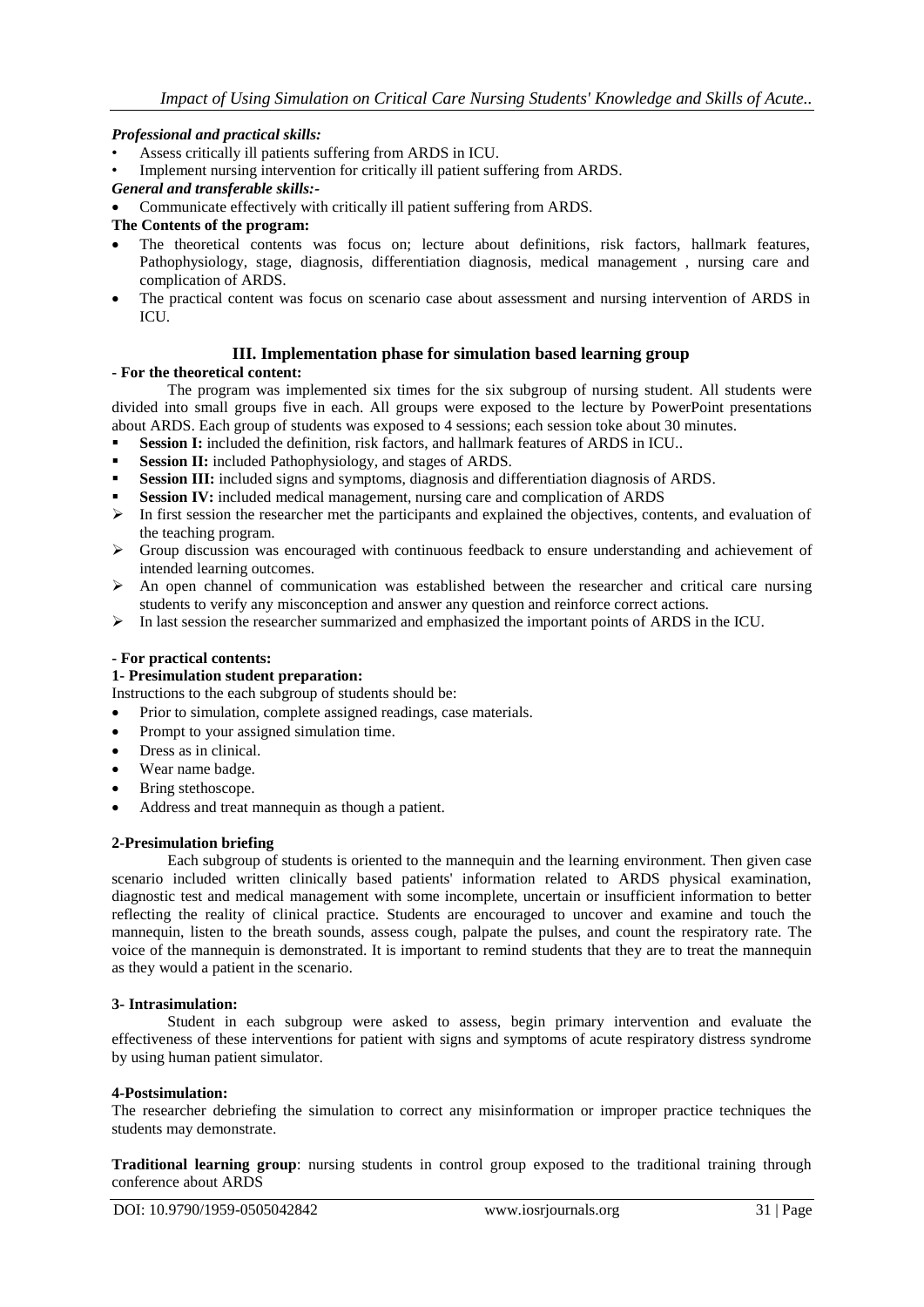***Professional and practical skills:***

- Assess critically ill patients suffering from ARDS in ICU.
- Implement nursing intervention for critically ill patient suffering from ARDS.

***General and transferable skills:-***

- Communicate effectively with critically ill patient suffering from ARDS.

**The Contents of the program:**

- The theoretical contents was focus on; lecture about definitions, risk factors, hallmark features, Pathophysiology, stage, diagnosis, differentiation diagnosis, medical management , nursing care and complication of ARDS.
- The practical content was focus on scenario case about assessment and nursing intervention of ARDS in ICU.

### III. Implementation phase for simulation based learning group

**- For the theoretical content:**

The program was implemented six times for the six subgroup of nursing student. All students were divided into small groups five in each. All groups were exposed to the lecture by PowerPoint presentations about ARDS. Each group of students was exposed to 4 sessions; each session toke about 30 minutes.

- **Session I:** included the definition, risk factors, and hallmark features of ARDS in ICU..
- **Session II:** included Pathophysiology, and stages of ARDS.
- **Session III:** included signs and symptoms, diagnosis and differentiation diagnosis of ARDS.
- **Session IV:** included medical management, nursing care and complication of ARDS
- In first session the researcher met the participants and explained the objectives, contents, and evaluation of the teaching program.
- Group discussion was encouraged with continuous feedback to ensure understanding and achievement of intended learning outcomes.
- An open channel of communication was established between the researcher and critical care nursing students to verify any misconception and answer any question and reinforce correct actions.
- In last session the researcher summarized and emphasized the important points of ARDS in the ICU.

**- For practical contents:**

**1- Presimulation student preparation:**

Instructions to the each subgroup of students should be:

- Prior to simulation, complete assigned readings, case materials.
- Prompt to your assigned simulation time.
- Dress as in clinical.
- Wear name badge.
- Bring stethoscope.
- Address and treat mannequin as though a patient.

**2-Presimulation briefing**

Each subgroup of students is oriented to the mannequin and the learning environment. Then given case scenario included written clinically based patients' information related to ARDS physical examination, diagnostic test and medical management with some incomplete, uncertain or insufficient information to better reflecting the reality of clinical practice. Students are encouraged to uncover and examine and touch the mannequin, listen to the breath sounds, assess cough, palpate the pulses, and count the respiratory rate. The voice of the mannequin is demonstrated. It is important to remind students that they are to treat the mannequin as they would a patient in the scenario.

**3- Intrasimulation:**

Student in each subgroup were asked to assess, begin primary intervention and evaluate the effectiveness of these interventions for patient with signs and symptoms of acute respiratory distress syndrome by using human patient simulator.

**4-Postsimulation:**

The researcher debriefing the simulation to correct any misinformation or improper practice techniques the students may demonstrate.

**Traditional learning group**: nursing students in control group exposed to the traditional training through conference about ARDS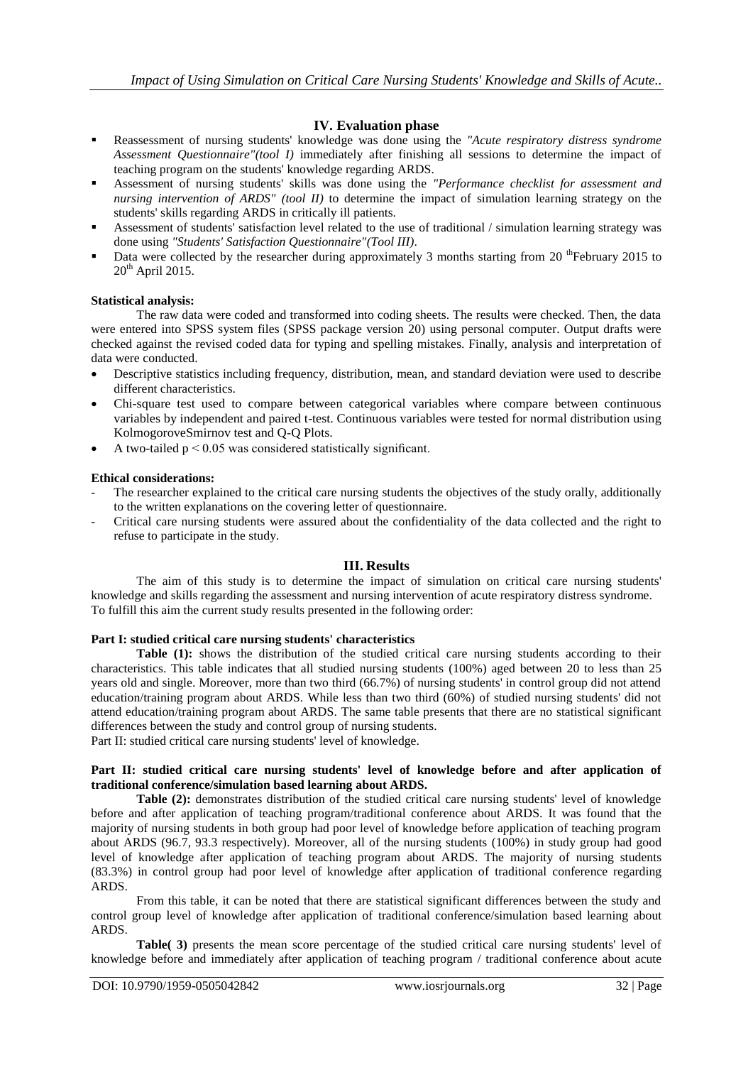### IV. Evaluation phase

- Reassessment of nursing students' knowledge was done using the *"Acute respiratory distress syndrome Assessment Questionnaire"(tool I)* immediately after finishing all sessions to determine the impact of teaching program on the students' knowledge regarding ARDS.
- Assessment of nursing students' skills was done using the *"Performance checklist for assessment and nursing intervention of ARDS" (tool II)* to determine the impact of simulation learning strategy on the students' skills regarding ARDS in critically ill patients.
- Assessment of students' satisfaction level related to the use of traditional / simulation learning strategy was done using *"Students' Satisfaction Questionnaire"(Tool III)*.
- Data were collected by the researcher during approximately 3 months starting from 20 th February 2015 to 20th April 2015.

**Statistical analysis:**

The raw data were coded and transformed into coding sheets. The results were checked. Then, the data were entered into SPSS system files (SPSS package version 20) using personal computer. Output drafts were checked against the revised coded data for typing and spelling mistakes. Finally, analysis and interpretation of data were conducted.

- Descriptive statistics including frequency, distribution, mean, and standard deviation were used to describe different characteristics.
- Chi-square test used to compare between categorical variables where compare between continuous variables by independent and paired t-test. Continuous variables were tested for normal distribution using KolmogoroveSmirnov test and Q-Q Plots.
- A two-tailed $p < 0.05$ was considered statistically significant.

**Ethical considerations:**

- The researcher explained to the critical care nursing students the objectives of the study orally, additionally to the written explanations on the covering letter of questionnaire.
- Critical care nursing students were assured about the confidentiality of the data collected and the right to refuse to participate in the study.

## III. Results

The aim of this study is to determine the impact of simulation on critical care nursing students' knowledge and skills regarding the assessment and nursing intervention of acute respiratory distress syndrome. To fulfill this aim the current study results presented in the following order:

**Part I: studied critical care nursing students' characteristics**

**Table (1):** shows the distribution of the studied critical care nursing students according to their characteristics. This table indicates that all studied nursing students (100%) aged between 20 to less than 25 years old and single. Moreover, more than two third (66.7%) of nursing students' in control group did not attend education/training program about ARDS. While less than two third (60%) of studied nursing students' did not attend education/training program about ARDS. The same table presents that there are no statistical significant differences between the study and control group of nursing students.

Part II: studied critical care nursing students' level of knowledge.

**Part II: studied critical care nursing students' level of knowledge before and after application of traditional conference/simulation based learning about ARDS.**

**Table (2):** demonstrates distribution of the studied critical care nursing students' level of knowledge before and after application of teaching program/traditional conference about ARDS. It was found that the majority of nursing students in both group had poor level of knowledge before application of teaching program about ARDS (96.7, 93.3 respectively). Moreover, all of the nursing students (100%) in study group had good level of knowledge after application of teaching program about ARDS. The majority of nursing students (83.3%) in control group had poor level of knowledge after application of traditional conference regarding ARDS.

From this table, it can be noted that there are statistical significant differences between the study and control group level of knowledge after application of traditional conference/simulation based learning about ARDS.

**Table( 3)** presents the mean score percentage of the studied critical care nursing students' level of knowledge before and immediately after application of teaching program / traditional conference about acute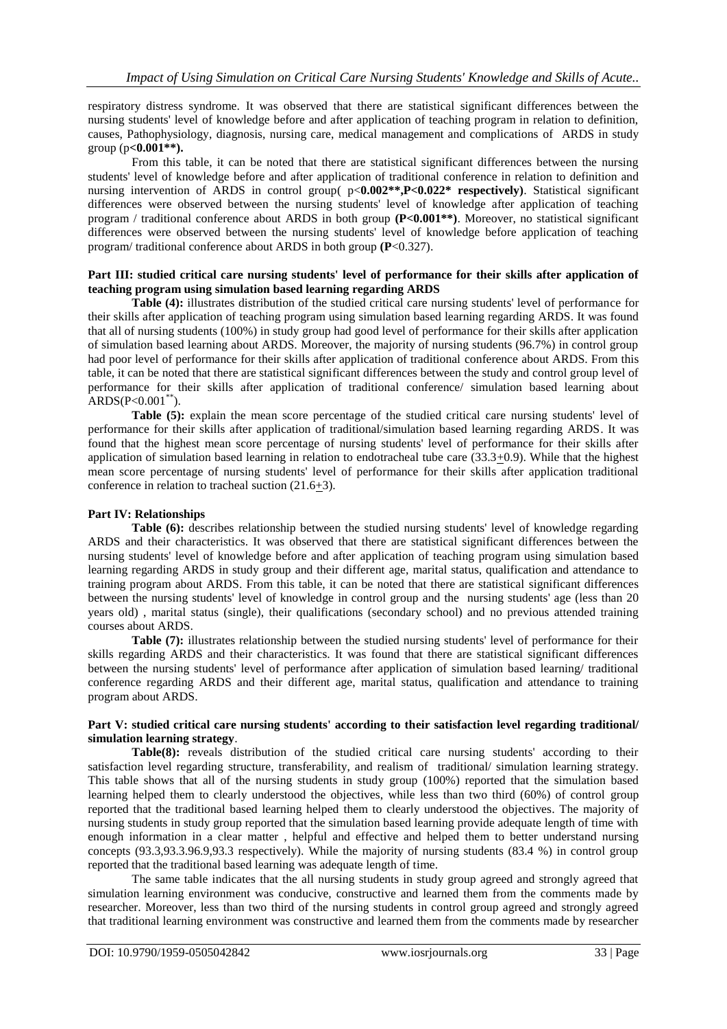respiratory distress syndrome. It was observed that there are statistical significant differences between the nursing students' level of knowledge before and after application of teaching program in relation to definition, causes, Pathophysiology, diagnosis, nursing care, medical management and complications of ARDS in study group (p**<0.001**).**

From this table, it can be noted that there are statistical significant differences between the nursing students' level of knowledge before and after application of traditional conference in relation to definition and nursing intervention of ARDS in control group( p<**0.002**,P<0.022* respectively)**. Statistical significant differences were observed between the nursing students' level of knowledge after application of teaching program / traditional conference about ARDS in both group **(P<0.001**)**. Moreover, no statistical significant differences were observed between the nursing students' level of knowledge before application of teaching program/ traditional conference about ARDS in both group **(P**<0.327).

**Part III: studied critical care nursing students' level of performance for their skills after application of teaching program using simulation based learning regarding ARDS**

**Table (4):** illustrates distribution of the studied critical care nursing students' level of performance for their skills after application of teaching program using simulation based learning regarding ARDS. It was found that all of nursing students (100%) in study group had good level of performance for their skills after application of simulation based learning about ARDS. Moreover, the majority of nursing students (96.7%) in control group had poor level of performance for their skills after application of traditional conference about ARDS. From this table, it can be noted that there are statistical significant differences between the study and control group level of performance for their skills after application of traditional conference/ simulation based learning about ARDS($P<0.001^{**}$).

**Table (5):** explain the mean score percentage of the studied critical care nursing students' level of performance for their skills after application of traditional/simulation based learning regarding ARDS. It was found that the highest mean score percentage of nursing students' level of performance for their skills after application of simulation based learning in relation to endotracheal tube care (33.3±0.9). While that the highest mean score percentage of nursing students' level of performance for their skills after application traditional conference in relation to tracheal suction (21.6±3).

**Part IV: Relationships**

**Table (6):** describes relationship between the studied nursing students' level of knowledge regarding ARDS and their characteristics. It was observed that there are statistical significant differences between the nursing students' level of knowledge before and after application of teaching program using simulation based learning regarding ARDS in study group and their different age, marital status, qualification and attendance to training program about ARDS. From this table, it can be noted that there are statistical significant differences between the nursing students' level of knowledge in control group and the nursing students' age (less than 20 years old) , marital status (single), their qualifications (secondary school) and no previous attended training courses about ARDS.

**Table (7):** illustrates relationship between the studied nursing students' level of performance for their skills regarding ARDS and their characteristics. It was found that there are statistical significant differences between the nursing students' level of performance after application of simulation based learning/ traditional conference regarding ARDS and their different age, marital status, qualification and attendance to training program about ARDS.

**Part V: studied critical care nursing students' according to their satisfaction level regarding traditional/ simulation learning strategy**.

**Table(8):** reveals distribution of the studied critical care nursing students' according to their satisfaction level regarding structure, transferability, and realism of traditional/ simulation learning strategy. This table shows that all of the nursing students in study group (100%) reported that the simulation based learning helped them to clearly understood the objectives, while less than two third (60%) of control group reported that the traditional based learning helped them to clearly understood the objectives. The majority of nursing students in study group reported that the simulation based learning provide adequate length of time with enough information in a clear matter , helpful and effective and helped them to better understand nursing concepts (93.3,93.3.96.9,93.3 respectively). While the majority of nursing students (83.4 %) in control group reported that the traditional based learning was adequate length of time.

The same table indicates that the all nursing students in study group agreed and strongly agreed that simulation learning environment was conducive, constructive and learned them from the comments made by researcher. Moreover, less than two third of the nursing students in control group agreed and strongly agreed that traditional learning environment was constructive and learned them from the comments made by researcher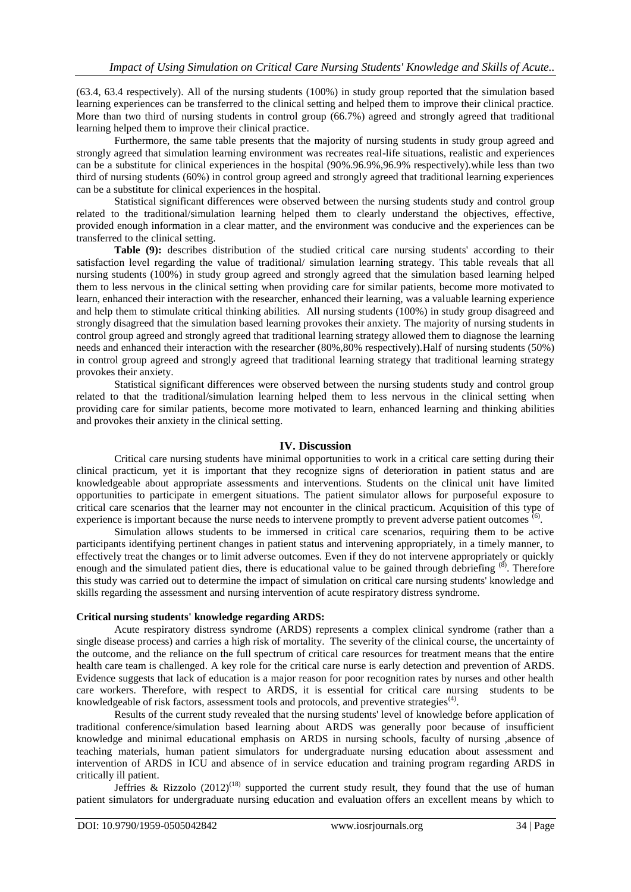(63.4, 63.4 respectively). All of the nursing students (100%) in study group reported that the simulation based learning experiences can be transferred to the clinical setting and helped them to improve their clinical practice. More than two third of nursing students in control group (66.7%) agreed and strongly agreed that traditional learning helped them to improve their clinical practice.

Furthermore, the same table presents that the majority of nursing students in study group agreed and strongly agreed that simulation learning environment was recreates real-life situations, realistic and experiences can be a substitute for clinical experiences in the hospital (90%.96.9%,96.9% respectively).while less than two third of nursing students (60%) in control group agreed and strongly agreed that traditional learning experiences can be a substitute for clinical experiences in the hospital.

Statistical significant differences were observed between the nursing students study and control group related to the traditional/simulation learning helped them to clearly understand the objectives, effective, provided enough information in a clear matter, and the environment was conducive and the experiences can be transferred to the clinical setting.

**Table (9):** describes distribution of the studied critical care nursing students' according to their satisfaction level regarding the value of traditional/ simulation learning strategy. This table reveals that all nursing students (100%) in study group agreed and strongly agreed that the simulation based learning helped them to less nervous in the clinical setting when providing care for similar patients, become more motivated to learn, enhanced their interaction with the researcher, enhanced their learning, was a valuable learning experience and help them to stimulate critical thinking abilities. All nursing students (100%) in study group disagreed and strongly disagreed that the simulation based learning provokes their anxiety. The majority of nursing students in control group agreed and strongly agreed that traditional learning strategy allowed them to diagnose the learning needs and enhanced their interaction with the researcher (80%,80% respectively).Half of nursing students (50%) in control group agreed and strongly agreed that traditional learning strategy that traditional learning strategy provokes their anxiety.

Statistical significant differences were observed between the nursing students study and control group related to that the traditional/simulation learning helped them to less nervous in the clinical setting when providing care for similar patients, become more motivated to learn, enhanced learning and thinking abilities and provokes their anxiety in the clinical setting.

## IV. Discussion

Critical care nursing students have minimal opportunities to work in a critical care setting during their clinical practicum, yet it is important that they recognize signs of deterioration in patient status and are knowledgeable about appropriate assessments and interventions. Students on the clinical unit have limited opportunities to participate in emergent situations. The patient simulator allows for purposeful exposure to critical care scenarios that the learner may not encounter in the clinical practicum. Acquisition of this type of experience is important because the nurse needs to intervene promptly to prevent adverse patient outcomes [6].

Simulation allows students to be immersed in critical care scenarios, requiring them to be active participants identifying pertinent changes in patient status and intervening appropriately, in a timely manner, to effectively treat the changes or to limit adverse outcomes. Even if they do not intervene appropriately or quickly enough and the simulated patient dies, there is educational value to be gained through debriefing [8]. Therefore this study was carried out to determine the impact of simulation on critical care nursing students' knowledge and skills regarding the assessment and nursing intervention of acute respiratory distress syndrome.

### Critical nursing students' knowledge regarding ARDS:

Acute respiratory distress syndrome (ARDS) represents a complex clinical syndrome (rather than a single disease process) and carries a high risk of mortality. The severity of the clinical course, the uncertainty of the outcome, and the reliance on the full spectrum of critical care resources for treatment means that the entire health care team is challenged. A key role for the critical care nurse is early detection and prevention of ARDS. Evidence suggests that lack of education is a major reason for poor recognition rates by nurses and other health care workers. Therefore, with respect to ARDS, it is essential for critical care nursing students to be knowledgeable of risk factors, assessment tools and protocols, and preventive strategies[4].

Results of the current study revealed that the nursing students' level of knowledge before application of traditional conference/simulation based learning about ARDS was generally poor because of insufficient knowledge and minimal educational emphasis on ARDS in nursing schools, faculty of nursing ,absence of teaching materials, human patient simulators for undergraduate nursing education about assessment and intervention of ARDS in ICU and absence of in service education and training program regarding ARDS in critically ill patient.

Jeffries & Rizzolo (2012)[18] supported the current study result, they found that the use of human patient simulators for undergraduate nursing education and evaluation offers an excellent means by which to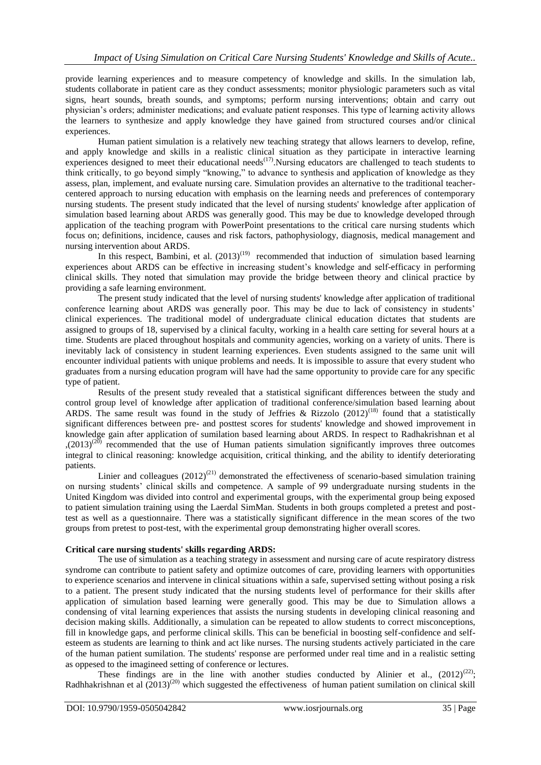provide learning experiences and to measure competency of knowledge and skills. In the simulation lab, students collaborate in patient care as they conduct assessments; monitor physiologic parameters such as vital signs, heart sounds, breath sounds, and symptoms; perform nursing interventions; obtain and carry out physician's orders; administer medications; and evaluate patient responses. This type of learning activity allows the learners to synthesize and apply knowledge they have gained from structured courses and/or clinical experiences.

Human patient simulation is a relatively new teaching strategy that allows learners to develop, refine, and apply knowledge and skills in a realistic clinical situation as they participate in interactive learning experiences designed to meet their educational needs[17].Nursing educators are challenged to teach students to think critically, to go beyond simply "knowing," to advance to synthesis and application of knowledge as they assess, plan, implement, and evaluate nursing care. Simulation provides an alternative to the traditional teacher-centered approach to nursing education with emphasis on the learning needs and preferences of contemporary nursing students. The present study indicated that the level of nursing students' knowledge after application of simulation based learning about ARDS was generally good. This may be due to knowledge developed through application of the teaching program with PowerPoint presentations to the critical care nursing students which focus on; definitions, incidence, causes and risk factors, pathophysiology, diagnosis, medical management and nursing intervention about ARDS.

In this respect, Bambini, et al. (2013)[19] recommended that induction of simulation based learning experiences about ARDS can be effective in increasing student's knowledge and self-efficacy in performing clinical skills. They noted that simulation may provide the bridge between theory and clinical practice by providing a safe learning environment.

The present study indicated that the level of nursing students' knowledge after application of traditional conference learning about ARDS was generally poor. This may be due to lack of consistency in students' clinical experiences. The traditional model of undergraduate clinical education dictates that students are assigned to groups of 18, supervised by a clinical faculty, working in a health care setting for several hours at a time. Students are placed throughout hospitals and community agencies, working on a variety of units. There is inevitably lack of consistency in student learning experiences. Even students assigned to the same unit will encounter individual patients with unique problems and needs. It is impossible to assure that every student who graduates from a nursing education program will have had the same opportunity to provide care for any specific type of patient.

Results of the present study revealed that a statistical significant differences between the study and control group level of knowledge after application of traditional conference/simulation based learning about ARDS. The same result was found in the study of Jeffries & Rizzolo (2012)[18] found that a statistically significant differences between pre- and posttest scores for students' knowledge and showed improvement in knowledge gain after application of sumilation based learning about ARDS. In respect to Radhakrishnan et al ,(2013)[20] recommended that the use of Human patients simulation significantly improves three outcomes integral to clinical reasoning: knowledge acquisition, critical thinking, and the ability to identify deteriorating patients.

Linier and colleagues (2012)[21] demonstrated the effectiveness of scenario-based simulation training on nursing students' clinical skills and competence. A sample of 99 undergraduate nursing students in the United Kingdom was divided into control and experimental groups, with the experimental group being exposed to patient simulation training using the Laerdal SimMan. Students in both groups completed a pretest and post-test as well as a questionnaire. There was a statistically significant difference in the mean scores of the two groups from pretest to post-test, with the experimental group demonstrating higher overall scores.

**Critical care nursing students' skills regarding ARDS:**

The use of simulation as a teaching strategy in assessment and nursing care of acute respiratory distress syndrome can contribute to patient safety and optimize outcomes of care, providing learners with opportunities to experience scenarios and intervene in clinical situations within a safe, supervised setting without posing a risk to a patient. The present study indicated that the nursing students level of performance for their skills after application of simulation based learning were generally good. This may be due to Simulation allows a condensing of vital learning experiences that assists the nursing students in developing clinical reasoning and decision making skills. Additionally, a simulation can be repeated to allow students to correct misconceptions, fill in knowledge gaps, and performe clinical skills. This can be beneficial in boosting self-confidence and self-esteem as students are learning to think and act like nurses. The nursing students actively particiated in the care of the human patient sumilation. The students' response are performed under real time and in a realistic setting as oppesed to the imagineed setting of conference or lectures.

These findings are in the line with another studies conducted by Alinier et al., (2012)[22]; Radhhakrishnan et al (2013)[20] which suggested the effectiveness of human patient sumilation on clinical skill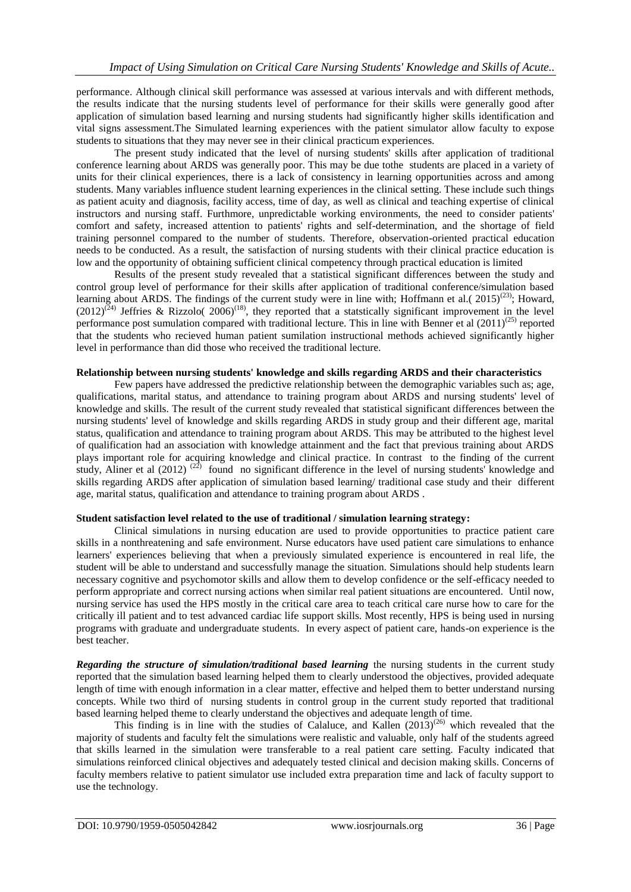performance. Although clinical skill performance was assessed at various intervals and with different methods, the results indicate that the nursing students level of performance for their skills were generally good after application of simulation based learning and nursing students had significantly higher skills identification and vital signs assessment.The Simulated learning experiences with the patient simulator allow faculty to expose students to situations that they may never see in their clinical practicum experiences.

The present study indicated that the level of nursing students' skills after application of traditional conference learning about ARDS was generally poor. This may be due tothe students are placed in a variety of units for their clinical experiences, there is a lack of consistency in learning opportunities across and among students. Many variables influence student learning experiences in the clinical setting. These include such things as patient acuity and diagnosis, facility access, time of day, as well as clinical and teaching expertise of clinical instructors and nursing staff. Furthmore, unpredictable working environments, the need to consider patients' comfort and safety, increased attention to patients' rights and self-determination, and the shortage of field training personnel compared to the number of students. Therefore, observation-oriented practical education needs to be conducted. As a result, the satisfaction of nursing students with their clinical practice education is low and the opportunity of obtaining sufficient clinical competency through practical education is limited

Results of the present study revealed that a statistical significant differences between the study and control group level of performance for their skills after application of traditional conference/simulation based learning about ARDS. The findings of the current study were in line with; Hoffmann et al.( 2015)[23]; Howard, (2012)[24] Jeffries & Rizzolo( 2006)[18], they reported that a statstically significant improvement in the level performance post sumulation compared with traditional lecture. This in line with Benner et al (2011)[25] reported that the students who recieved human patient sumilation instructional methods achieved significantly higher level in performance than did those who received the traditional lecture.

**Relationship between nursing students' knowledge and skills regarding ARDS and their characteristics**

Few papers have addressed the predictive relationship between the demographic variables such as; age, qualifications, marital status, and attendance to training program about ARDS and nursing students' level of knowledge and skills. The result of the current study revealed that statistical significant differences between the nursing students' level of knowledge and skills regarding ARDS in study group and their different age, marital status, qualification and attendance to training program about ARDS. This may be attributed to the highest level of qualification had an association with knowledge attainment and the fact that previous training about ARDS plays important role for acquiring knowledge and clinical practice. In contrast to the finding of the current study, Aliner et al (2012) [22] found no significant difference in the level of nursing students' knowledge and skills regarding ARDS after application of simulation based learning/ traditional case study and their different age, marital status, qualification and attendance to training program about ARDS .

**Student satisfaction level related to the use of traditional / simulation learning strategy:**

Clinical simulations in nursing education are used to provide opportunities to practice patient care skills in a nonthreatening and safe environment. Nurse educators have used patient care simulations to enhance learners' experiences believing that when a previously simulated experience is encountered in real life, the student will be able to understand and successfully manage the situation. Simulations should help students learn necessary cognitive and psychomotor skills and allow them to develop confidence or the self-efficacy needed to perform appropriate and correct nursing actions when similar real patient situations are encountered. Until now, nursing service has used the HPS mostly in the critical care area to teach critical care nurse how to care for the critically ill patient and to test advanced cardiac life support skills. Most recently, HPS is being used in nursing programs with graduate and undergraduate students. In every aspect of patient care, hands-on experience is the best teacher.

***Regarding the structure of simulation/traditional based learning*** the nursing students in the current study reported that the simulation based learning helped them to clearly understood the objectives, provided adequate length of time with enough information in a clear matter, effective and helped them to better understand nursing concepts. While two third of nursing students in control group in the current study reported that traditional based learning helped theme to clearly understand the objectives and adequate length of time.

This finding is in line with the studies of Calaluce, and Kallen (2013)[26] which revealed that the majority of students and faculty felt the simulations were realistic and valuable, only half of the students agreed that skills learned in the simulation were transferable to a real patient care setting. Faculty indicated that simulations reinforced clinical objectives and adequately tested clinical and decision making skills. Concerns of faculty members relative to patient simulator use included extra preparation time and lack of faculty support to use the technology.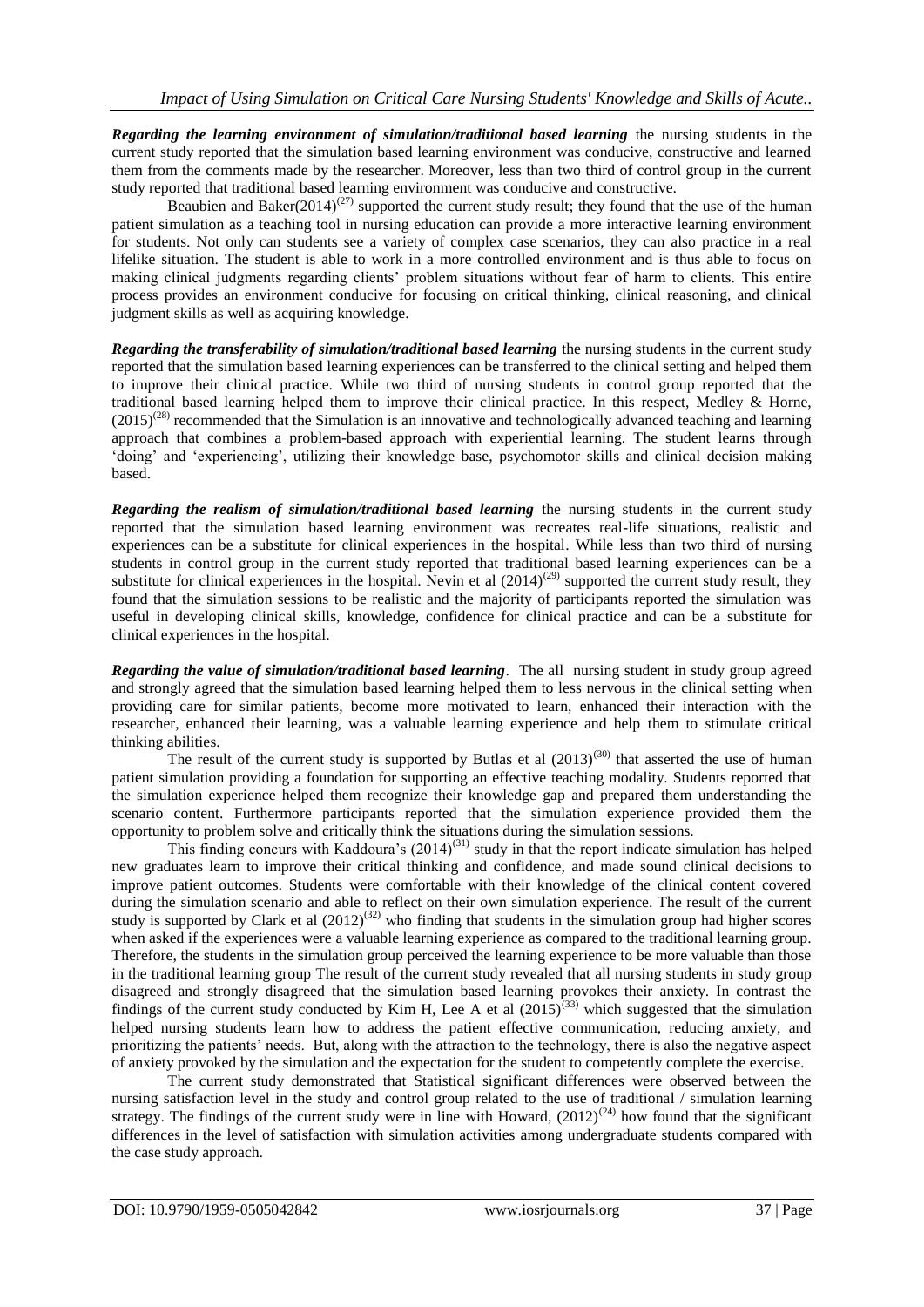***Regarding the learning environment of simulation/traditional based learning*** the nursing students in the current study reported that the simulation based learning environment was conducive, constructive and learned them from the comments made by the researcher. Moreover, less than two third of control group in the current study reported that traditional based learning environment was conducive and constructive.

Beaubien and Baker(2014)[27] supported the current study result; they found that the use of the human patient simulation as a teaching tool in nursing education can provide a more interactive learning environment for students. Not only can students see a variety of complex case scenarios, they can also practice in a real lifelike situation. The student is able to work in a more controlled environment and is thus able to focus on making clinical judgments regarding clients' problem situations without fear of harm to clients. This entire process provides an environment conducive for focusing on critical thinking, clinical reasoning, and clinical judgment skills as well as acquiring knowledge.

***Regarding the transferability of simulation/traditional based learning*** the nursing students in the current study reported that the simulation based learning experiences can be transferred to the clinical setting and helped them to improve their clinical practice. While two third of nursing students in control group reported that the traditional based learning helped them to improve their clinical practice. In this respect, Medley & Horne, (2015)[28] recommended that the Simulation is an innovative and technologically advanced teaching and learning approach that combines a problem-based approach with experiential learning. The student learns through 'doing' and 'experiencing', utilizing their knowledge base, psychomotor skills and clinical decision making based.

***Regarding the realism of simulation/traditional based learning*** the nursing students in the current study reported that the simulation based learning environment was recreates real-life situations, realistic and experiences can be a substitute for clinical experiences in the hospital. While less than two third of nursing students in control group in the current study reported that traditional based learning experiences can be a substitute for clinical experiences in the hospital. Nevin et al (2014)[29] supported the current study result, they found that the simulation sessions to be realistic and the majority of participants reported the simulation was useful in developing clinical skills, knowledge, confidence for clinical practice and can be a substitute for clinical experiences in the hospital.

***Regarding the value of simulation/traditional based learning***. The all nursing student in study group agreed and strongly agreed that the simulation based learning helped them to less nervous in the clinical setting when providing care for similar patients, become more motivated to learn, enhanced their interaction with the researcher, enhanced their learning, was a valuable learning experience and help them to stimulate critical thinking abilities.

The result of the current study is supported by Butlas et al (2013)[30] that asserted the use of human patient simulation providing a foundation for supporting an effective teaching modality. Students reported that the simulation experience helped them recognize their knowledge gap and prepared them understanding the scenario content. Furthermore participants reported that the simulation experience provided them the opportunity to problem solve and critically think the situations during the simulation sessions.

This finding concurs with Kaddoura's (2014)[31] study in that the report indicate simulation has helped new graduates learn to improve their critical thinking and confidence, and made sound clinical decisions to improve patient outcomes. Students were comfortable with their knowledge of the clinical content covered during the simulation scenario and able to reflect on their own simulation experience. The result of the current study is supported by Clark et al (2012)[32] who finding that students in the simulation group had higher scores when asked if the experiences were a valuable learning experience as compared to the traditional learning group. Therefore, the students in the simulation group perceived the learning experience to be more valuable than those in the traditional learning group The result of the current study revealed that all nursing students in study group disagreed and strongly disagreed that the simulation based learning provokes their anxiety. In contrast the findings of the current study conducted by Kim H, Lee A et al (2015)[33] which suggested that the simulation helped nursing students learn how to address the patient effective communication, reducing anxiety, and prioritizing the patients' needs. But, along with the attraction to the technology, there is also the negative aspect of anxiety provoked by the simulation and the expectation for the student to competently complete the exercise.

The current study demonstrated that Statistical significant differences were observed between the nursing satisfaction level in the study and control group related to the use of traditional / simulation learning strategy. The findings of the current study were in line with Howard, (2012)[24] how found that the significant differences in the level of satisfaction with simulation activities among undergraduate students compared with the case study approach.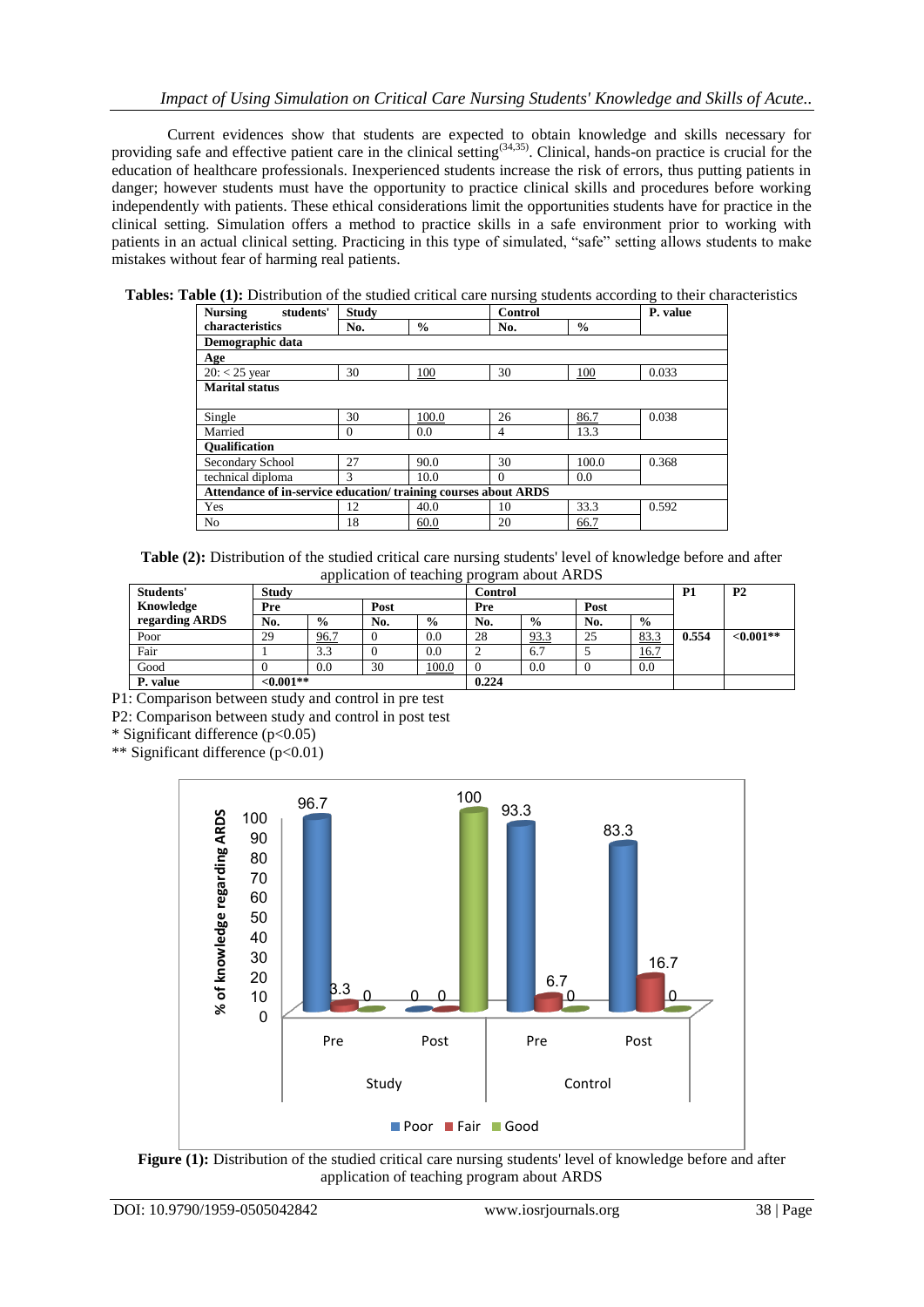Current evidences show that students are expected to obtain knowledge and skills necessary for providing safe and effective patient care in the clinical setting[34,35]. Clinical, hands-on practice is crucial for the education of healthcare professionals. Inexperienced students increase the risk of errors, thus putting patients in danger; however students must have the opportunity to practice clinical skills and procedures before working independently with patients. These ethical considerations limit the opportunities students have for practice in the clinical setting. Simulation offers a method to practice skills in a safe environment prior to working with patients in an actual clinical setting. Practicing in this type of simulated, "safe" setting allows students to make mistakes without fear of harming real patients.

**Tables: Table (1):** Distribution of the studied critical care nursing students according to their characteristics

| Nursing students' characteristics | Study | | Control | | P. value |
|---|---|---|---|---|---|
| | No. | % | No. | % | |
| **Demographic data** | | | | | |
| **Age** | | | | | |
| 20: < 25 year | 30 | 100 | 30 | 100 | 0.033 |
| **Marital status** | | | | | |
| Single | 30 | 100.0 | 26 | 86.7 | 0.038 |
| Married | 0 | 0.0 | 4 | 13.3 | |
| **Qualification** | | | | | |
| Secondary School | 27 | 90.0 | 30 | 100.0 | 0.368 |
| technical diploma | 3 | 10.0 | 0 | 0.0 | |
| **Attendance of in-service education/ training courses about ARDS** | | | | | |
| Yes | 12 | 40.0 | 10 | 33.3 | 0.592 |
| No | 18 | 60.0 | 20 | 66.7 | |

**Table (2):** Distribution of the studied critical care nursing students' level of knowledge before and after application of teaching program about ARDS

| Students' Knowledge regarding ARDS | Study | | | | Control | | | | P1 | P2 |
|---|---|---|---|---|---|---|---|---|---|---|
| | Pre | | Post | | Pre | | Post | | | |
| | No. | % | No. | % | No. | % | No. | % | | |
| Poor | 29 | 96.7 | 0 | 0.0 | 28 | 93.3 | 25 | 83.3 | **0.554** | **<0.001**** |
| Fair | 1 | 3.3 | 0 | 0.0 | 2 | 6.7 | 5 | 16.7 | | |
| Good | 0 | 0.0 | 30 | 100.0 | 0 | 0.0 | 0 | 0.0 | | |
| **P. value** | **<0.001**** | | | | **0.224** | | | | | |

P1: Comparison between study and control in pre test

P2: Comparison between study and control in post test

\* Significant difference ($p<0.05$)

\*\* Significant difference ($p<0.01$)

**Figure (1):** Distribution of the studied critical care nursing students' level of knowledge before and after application of teaching program about ARDS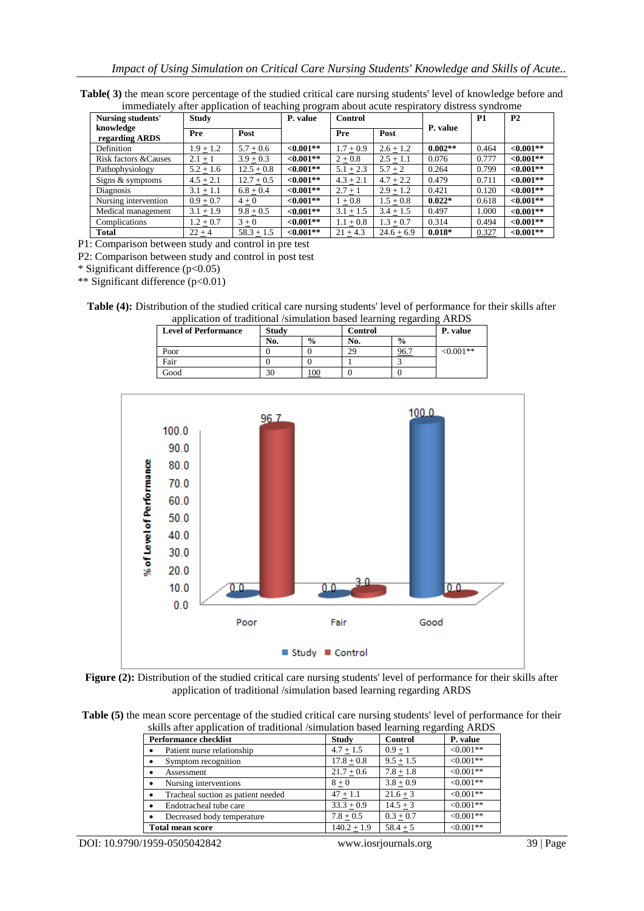**Table( 3)** the mean score percentage of the studied critical care nursing students' level of knowledge before and immediately after application of teaching program about acute respiratory distress syndrome

| Nursing students' knowledge regarding ARDS | Study | | P. value | Control | | P. value | P1 | P2 |
|---|---|---|---|---|---|---|---|---|
| | Pre | Post | | Pre | Post | | | |
| Definition | 1.9 ± 1.2 | 5.7 ± 0.6 | **<0.001**** | 1.7 ± 0.9 | 2.6 ± 1.2 | **0.002**** | 0.464 | **<0.001**** |
| Risk factors &Causes | 2.1 ± 1 | 3.9 ± 0.3 | **<0.001**** | 2 ± 0.8 | 2.5 ± 1.1 | 0.076 | 0.777 | **<0.001**** |
| Pathophysiology | 5.2 ± 1.6 | 12.5 ± 0.8 | **<0.001**** | 5.1 ± 2.3 | 5.7 ± 2 | 0.264 | 0.799 | **<0.001**** |
| Signs & symptoms | 4.5 ± 2.1 | 12.7 ± 0.5 | **<0.001**** | 4.3 ± 2.1 | 4.7 ± 2.2 | 0.479 | 0.711 | **<0.001**** |
| Diagnosis | 3.1 ± 1.1 | 6.8 ± 0.4 | **<0.001**** | 2.7 ± 1 | 2.9 ± 1.2 | 0.421 | 0.120 | **<0.001**** |
| Nursing intervention | 0.9 ± 0.7 | 4 ± 0 | **<0.001**** | 1 ± 0.8 | 1.5 ± 0.8 | **0.022*** | 0.618 | **<0.001**** |
| Medical management | 3.1 ± 1.9 | 9.8 ± 0.5 | **<0.001**** | 3.1 ± 1.5 | 3.4 ± 1.5 | 0.497 | 1.000 | **<0.001**** |
| Complications | 1.2 ± 0.7 | 3 ± 0 | **<0.001**** | 1.1 ± 0.8 | 1.3 ± 0.7 | 0.314 | 0.494 | **<0.001**** |
| **Total** | 22 ± 4 | 58.3 ± 1.5 | **<0.001**** | 21 ± 4.3 | 24.6 ± 6.9 | **0.018*** | 0.327 | **<0.001**** |

P1: Comparison between study and control in pre test

P2: Comparison between study and control in post test

* Significant difference (p<0.05)

** Significant difference (p<0.01)

**Table (4):** Distribution of the studied critical care nursing students' level of performance for their skills after application of traditional /simulation based learning regarding ARDS

| Level of Performance | Study | | Control | | P. value |
|---|---|---|---|---|---|
| | No. | % | No. | % | |
| Poor | 0 | 0 | 29 | 96.7 | <0.001** |
| Fair | 0 | 0 | 1 | 3 | |
| Good | 30 | 100 | 0 | 0 | |

**Figure (2):** Distribution of the studied critical care nursing students' level of performance for their skills after application of traditional /simulation based learning regarding ARDS

**Table (5)** the mean score percentage of the studied critical care nursing students' level of performance for their skills after application of traditional /simulation based learning regarding ARDS

| Performance checklist | Study | Control | P. value |
|---|---|---|---|
| • Patient nurse relationship | 4.7 ± 1.5 | 0.9 ± 1 | <0.001** |
| • Symptom recognition | 17.8 ± 0.8 | 9.5 ± 1.5 | <0.001** |
| • Assessment | 21.7 ± 0.6 | 7.8 ± 1.8 | <0.001** |
| • Nursing interventions | 8 ± 0 | 3.8 ± 0.9 | <0.001** |
| • Tracheal suction as patient needed | 47 ± 1.1 | 21.6 ± 3 | <0.001** |
| • Endotracheal tube care | 33.3 ± 0.9 | 14.5 ± 3 | <0.001** |
| • Decreased body temperature | 7.8 ± 0.5 | 0.3 ± 0.7 | <0.001** |
| **Total mean score** | 140.2 ± 1.9 | 58.4 ± 5 | <0.001** |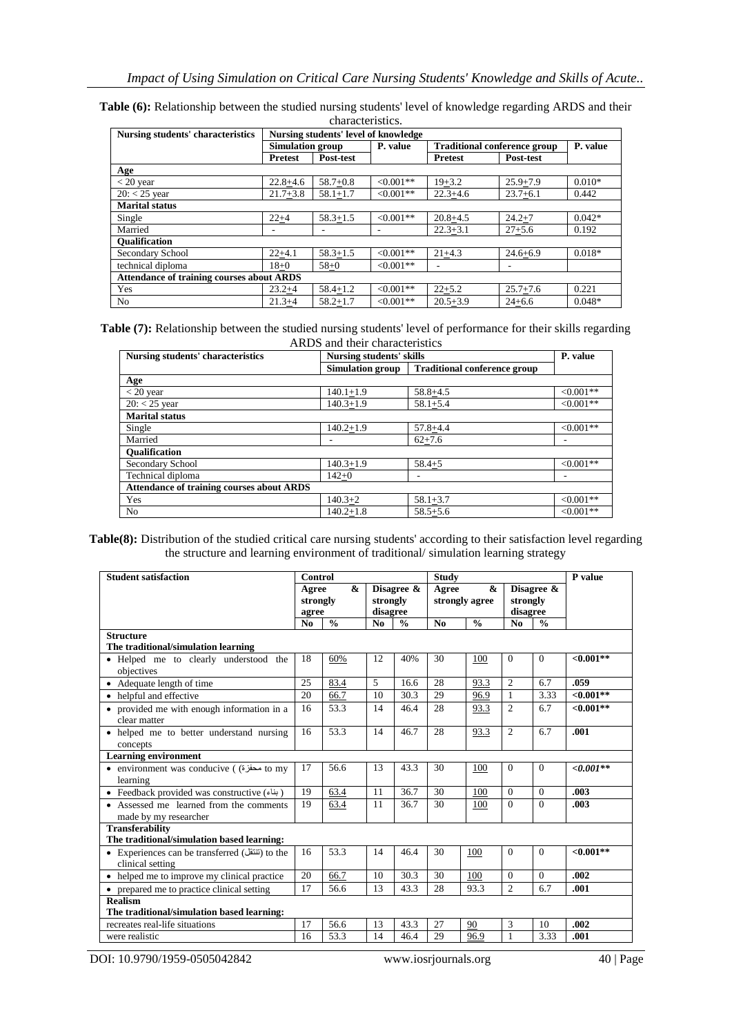**Table (6):** Relationship between the studied nursing students' level of knowledge regarding ARDS and their characteristics.

| Nursing students' characteristics | Nursing students' level of knowledge | | | | | |
|---|---|---|---|---|---|---|
| | Simulation group | | P. value | Traditional conference group | | P. value |
| | Pretest | Post-test | | Pretest | Post-test | |
| **Age** | | | | | | |
| < 20 year | 22.8±4.6 | 58.7±0.8 | <0.001** | 19±3.2 | 25.9±7.9 | 0.010* |
| 20: < 25 year | 21.7±3.8 | 58.1±1.7 | <0.001** | 22.3±4.6 | 23.7±6.1 | 0.442 |
| **Marital status** | | | | | | |
| Single | 22±4 | 58.3±1.5 | <0.001** | 20.8±4.5 | 24.2±7 | 0.042* |
| Married | - | - | - | 22.3±3.1 | 27±5.6 | 0.192 |
| **Qualification** | | | | | | |
| Secondary School | 22±4.1 | 58.3±1.5 | <0.001** | 21±4.3 | 24.6±6.9 | 0.018* |
| technical diploma | 18±0 | 58±0 | <0.001** | - | - | |
| **Attendance of training courses about ARDS** | | | | | | |
| Yes | 23.2±4 | 58.4±1.2 | <0.001** | 22±5.2 | 25.7±7.6 | 0.221 |
| No | 21.3±4 | 58.2±1.7 | <0.001** | 20.5±3.9 | 24±6.6 | 0.048* |

**Table (7):** Relationship between the studied nursing students' level of performance for their skills regarding ARDS and their characteristics

| Nursing students' characteristics | Nursing students' skills | | P. value |
|---|---|---|---|
| | Simulation group | Traditional conference group | |
| **Age** | | | |
| < 20 year | 140.1±1.9 | 58.8±4.5 | <0.001** |
| 20: < 25 year | 140.3±1.9 | 58.1±5.4 | <0.001** |
| **Marital status** | | | |
| Single | 140.2±1.9 | 57.8±4.4 | <0.001** |
| Married | - | 62±7.6 | - |
| **Qualification** | | | |
| Secondary School | 140.3±1.9 | 58.4±5 | <0.001** |
| Technical diploma | 142±0 | - | - |
| **Attendance of training courses about ARDS** | | | |
| Yes | 140.3±2 | 58.1±3.7 | <0.001** |
| No | 140.2±1.8 | 58.5±5.6 | <0.001** |

**Table(8):** Distribution of the studied critical care nursing students' according to their satisfaction level regarding the structure and learning environment of traditional/ simulation learning strategy

| Student satisfaction | Control | | | | Study | | | | P value |
|---|---|---|---|---|---|---|---|---|---|
| | Agree & strongly agree | | Disagree & strongly disagree | | Agree & strongly agree | | Disagree & strongly disagree | | |
| | No | % | No | % | No | % | No | % | |
| **Structure** **The traditional/simulation learning** | | | | | | | | | |
| • Helped me to clearly understood the objectives | 18 | 60% | 12 | 40% | 30 | 100 | 0 | 0 | **<0.001\*\*** |
| • Adequate length of time | 25 | 83.4 | 5 | 16.6 | 28 | 93.3 | 2 | 6.7 | **.059** |
| • helpful and effective | 20 | 66.7 | 10 | 30.3 | 29 | 96.9 | 1 | 3.33 | **<0.001\*\*** |
| • provided me with enough information in a clear matter | 16 | 53.3 | 14 | 46.4 | 28 | 93.3 | 2 | 6.7 | **<0.001\*\*** |
| • helped me to better understand nursing concepts | 16 | 53.3 | 14 | 46.7 | 28 | 93.3 | 2 | 6.7 | **.001** |
| **Learning environment** | | | | | | | | | |
| • environment was conducive ( محفزة) to my learning | 17 | 56.6 | 13 | 43.3 | 30 | 100 | 0 | 0 | ***<0.001\*\**** |
| • Feedback provided was constructive (بناء) | 19 | 63.4 | 11 | 36.7 | 30 | 100 | 0 | 0 | **.003** |
| • Assessed me learned from the comments made by my researcher | 19 | 63.4 | 11 | 36.7 | 30 | 100 | 0 | 0 | **.003** |
| **Transferability** **The traditional/simulation based learning:** | | | | | | | | | |
| • Experiences can be transferred (تنتقل) to the clinical setting | 16 | 53.3 | 14 | 46.4 | 30 | 100 | 0 | 0 | **<0.001\*\*** |
| • helped me to improve my clinical practice | 20 | 66.7 | 10 | 30.3 | 30 | 100 | 0 | 0 | **.002** |
| • prepared me to practice clinical setting | 17 | 56.6 | 13 | 43.3 | 28 | 93.3 | 2 | 6.7 | **.001** |
| **Realism** **The traditional/simulation based learning:** | | | | | | | | | |
| recreates real-life situations | 17 | 56.6 | 13 | 43.3 | 27 | 90 | 3 | 10 | **.002** |
| were realistic | 16 | 53.3 | 14 | 46.4 | 29 | 96.9 | 1 | 3.33 | **.001** |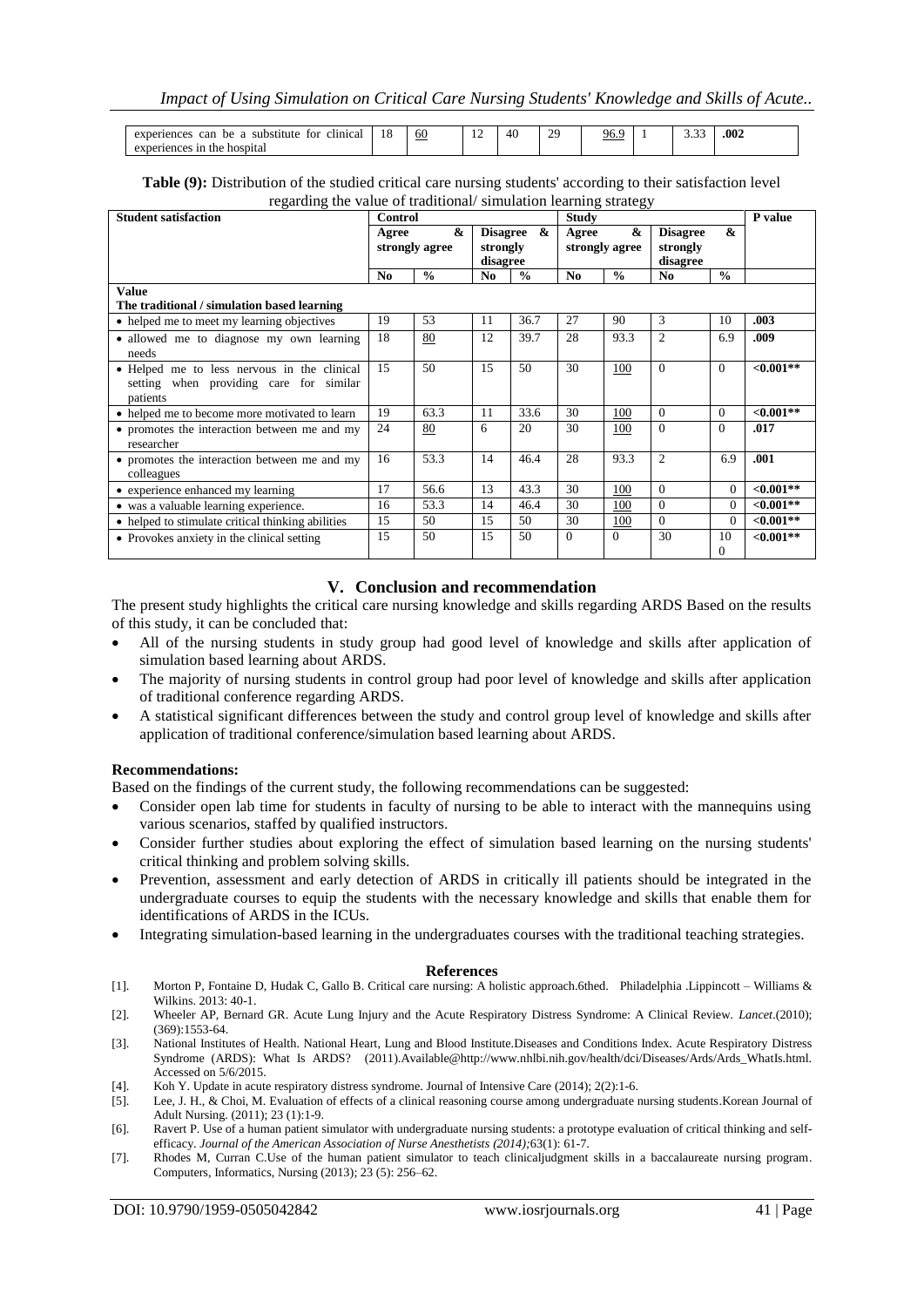| experiences can be a substitute for clinical experiences in the hospital | 18 | 60 | 12 | 40 | 29 | 96.9 | 1 | 3.33 | .002 |
|---|---|---|---|---|---|---|---|---|---|

**Table (9):** Distribution of the studied critical care nursing students' according to their satisfaction level regarding the value of traditional/ simulation learning strategy

| Student satisfaction | Control | | | | Study | | | | P value |
|---|---|---|---|---|---|---|---|---|---|
| | Agree & strongly agree | | Disagree & strongly disagree | | Agree & strongly agree | | Disagree & strongly disagree | | |
| | No | % | No | % | No | % | No | % | |
| **Value** | | | | | | | | | |
| **The traditional / simulation based learning** | | | | | | | | | |
| • helped me to meet my learning objectives | 19 | 53 | 11 | 36.7 | 27 | 90 | 3 | 10 | .003 |
| • allowed me to diagnose my own learning needs | 18 | 80 | 12 | 39.7 | 28 | 93.3 | 2 | 6.9 | .009 |
| • Helped me to less nervous in the clinical setting when providing care for similar patients | 15 | 50 | 15 | 50 | 30 | 100 | 0 | 0 | <0.001** |
| • helped me to become more motivated to learn | 19 | 63.3 | 11 | 33.6 | 30 | 100 | 0 | 0 | <0.001** |
| • promotes the interaction between me and my researcher | 24 | 80 | 6 | 20 | 30 | 100 | 0 | 0 | .017 |
| • promotes the interaction between me and my colleagues | 16 | 53.3 | 14 | 46.4 | 28 | 93.3 | 2 | 6.9 | .001 |
| • experience enhanced my learning | 17 | 56.6 | 13 | 43.3 | 30 | 100 | 0 | 0 | <0.001** |
| • was a valuable learning experience. | 16 | 53.3 | 14 | 46.4 | 30 | 100 | 0 | 0 | <0.001** |
| • helped to stimulate critical thinking abilities | 15 | 50 | 15 | 50 | 30 | 100 | 0 | 0 | <0.001** |
| • Provokes anxiety in the clinical setting | 15 | 50 | 15 | 50 | 0 | 0 | 30 | 100 | <0.001** |

## V. Conclusion and recommendation

The present study highlights the critical care nursing knowledge and skills regarding ARDS Based on the results of this study, it can be concluded that:

- All of the nursing students in study group had good level of knowledge and skills after application of simulation based learning about ARDS.
- The majority of nursing students in control group had poor level of knowledge and skills after application of traditional conference regarding ARDS.
- A statistical significant differences between the study and control group level of knowledge and skills after application of traditional conference/simulation based learning about ARDS.

### Recommendations:

Based on the findings of the current study, the following recommendations can be suggested:

- Consider open lab time for students in faculty of nursing to be able to interact with the mannequins using various scenarios, staffed by qualified instructors.
- Consider further studies about exploring the effect of simulation based learning on the nursing students' critical thinking and problem solving skills.
- Prevention, assessment and early detection of ARDS in critically ill patients should be integrated in the undergraduate courses to equip the students with the necessary knowledge and skills that enable them for identifications of ARDS in the ICUs.
- Integrating simulation-based learning in the undergraduates courses with the traditional teaching strategies.

## References

[1]. Morton P, Fontaine D, Hudak C, Gallo B. Critical care nursing: A holistic approach.6thed. Philadelphia .Lippincott – Williams & Wilkins. 2013: 40-1.

[2]. Wheeler AP, Bernard GR. Acute Lung Injury and the Acute Respiratory Distress Syndrome: A Clinical Review. *Lancet*.(2010); (369):1553-64.

[3]. National Institutes of Health. National Heart, Lung and Blood Institute.Diseases and Conditions Index. Acute Respiratory Distress Syndrome (ARDS): What Is ARDS? (2011).Available@http://www.nhlbi.nih.gov/health/dci/Diseases/Ards/Ards_WhatIs.html. Accessed on 5/6/2015.

[4]. Koh Y. Update in acute respiratory distress syndrome. Journal of Intensive Care (2014); 2(2):1-6.

[5]. Lee, J. H., & Choi, M. Evaluation of effects of a clinical reasoning course among undergraduate nursing students.Korean Journal of Adult Nursing. (2011); 23 (1):1-9.

[6]. Ravert P. Use of a human patient simulator with undergraduate nursing students: a prototype evaluation of critical thinking and self-efficacy. *Journal of the American Association of Nurse Anesthetists (2014);*63(1): 61-7.

[7]. Rhodes M, Curran C.Use of the human patient simulator to teach clinicaljudgment skills in a baccalaureate nursing program. Computers, Informatics, Nursing (2013); 23 (5): 256–62.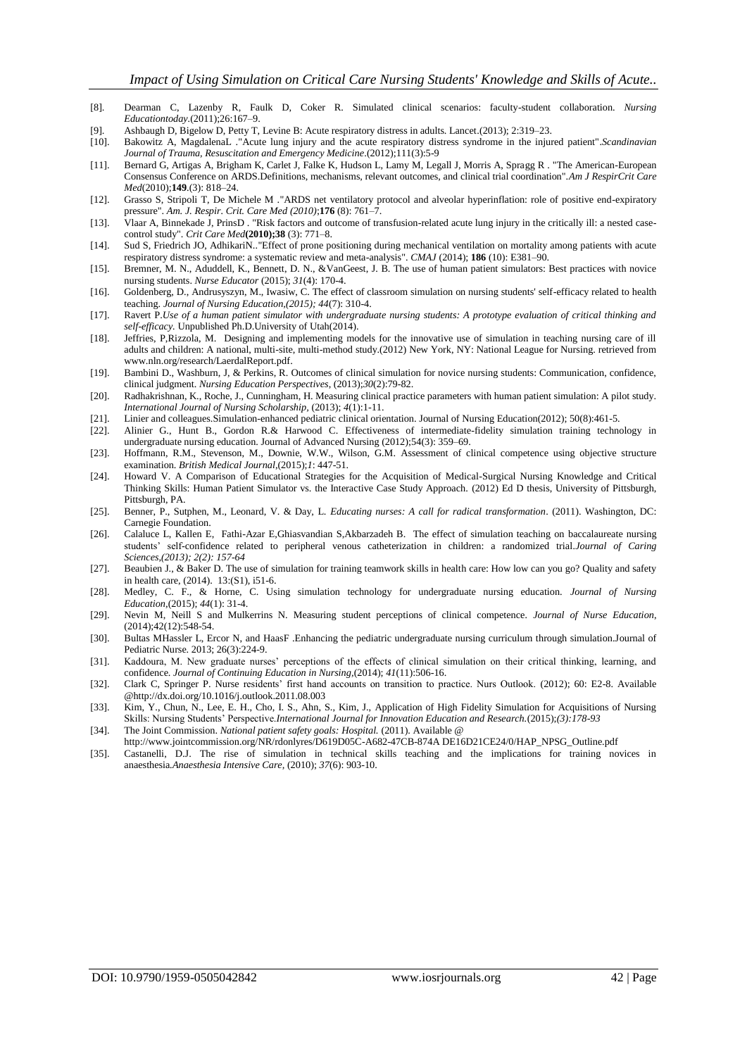[8]. Dearman C, Lazenby R, Faulk D, Coker R. Simulated clinical scenarios: faculty-student collaboration. *Nursing Educationtoday*.(2011);26:167–9.

[9]. Ashbaugh D, Bigelow D, Petty T, Levine B: Acute respiratory distress in adults. Lancet.(2013); 2:319–23.

[10]. Bakowitz A, MagdalenaL ."Acute lung injury and the acute respiratory distress syndrome in the injured patient".*Scandinavian Journal of Trauma, Resuscitation and Emergency Medicine*.(2012);111(3):5-9

[11]. Bernard G, Artigas A, Brigham K, Carlet J, Falke K, Hudson L, Lamy M, Legall J, Morris A, Spragg R . "The American-European Consensus Conference on ARDS.Definitions, mechanisms, relevant outcomes, and clinical trial coordination".*Am J RespirCrit Care Med*(2010);**149**.(3): 818–24.

[12]. Grasso S, Stripoli T, De Michele M ."ARDS net ventilatory protocol and alveolar hyperinflation: role of positive end-expiratory pressure". *Am. J. Respir. Crit. Care Med (2010)*;**176** (8): 761–7.

[13]. Vlaar A, Binnekade J, PrinsD . "Risk factors and outcome of transfusion-related acute lung injury in the critically ill: a nested case-control study". *Crit Care Med***(2010);38** (3): 771–8.

[14]. Sud S, Friedrich JO, AdhikariN.."Effect of prone positioning during mechanical ventilation on mortality among patients with acute respiratory distress syndrome: a systematic review and meta-analysis". *CMAJ* (2014); **186** (10): E381–90.

[15]. Bremner, M. N., Aduddell, K., Bennett, D. N., &VanGeest, J. B. The use of human patient simulators: Best practices with novice nursing students. *Nurse Educator* (2015); *31*(4): 170-4.

[16]. Goldenberg, D., Andrusyszyn, M., Iwasiw, C. The effect of classroom simulation on nursing students' self-efficacy related to health teaching. *Journal of Nursing Education,(2015); 44*(7): 310-4.

[17]. Ravert P.*Use of a human patient simulator with undergraduate nursing students: A prototype evaluation of critical thinking and self-efficacy*. Unpublished Ph.D.University of Utah(2014).

[18]. Jeffries, P,Rizzola, M. Designing and implementing models for the innovative use of simulation in teaching nursing care of ill adults and children: A national, multi-site, multi-method study.(2012) New York, NY: National League for Nursing. retrieved from www.nln.org/research/LaerdalReport.pdf.

[19]. Bambini D., Washburn, J, & Perkins, R. Outcomes of clinical simulation for novice nursing students: Communication, confidence, clinical judgment. *Nursing Education Perspectives*, (2013);*30*(2):79-82.

[20]. Radhakrishnan, K., Roche, J., Cunningham, H. Measuring clinical practice parameters with human patient simulation: A pilot study. *International Journal of Nursing Scholarship*, (2013); *4*(1):1-11.

[21]. Linier and colleagues.Simulation-enhanced pediatric clinical orientation. Journal of Nursing Education(2012); 50(8):461-5.

[22]. Alinier G., Hunt B., Gordon R.& Harwood C. Effectiveness of intermediate-fidelity simulation training technology in undergraduate nursing education. Journal of Advanced Nursing (2012);54(3): 359–69.

[23]. Hoffmann, R.M., Stevenson, M., Downie, W.W., Wilson, G.M. Assessment of clinical competence using objective structure examination. *British Medical Journal*,(2015);*1*: 447-51.

[24]. Howard V. A Comparison of Educational Strategies for the Acquisition of Medical-Surgical Nursing Knowledge and Critical Thinking Skills: Human Patient Simulator vs. the Interactive Case Study Approach. (2012) Ed D thesis, University of Pittsburgh, Pittsburgh, PA.

[25]. Benner, P., Sutphen, M., Leonard, V. & Day, L. *Educating nurses: A call for radical transformation*. (2011). Washington, DC: Carnegie Foundation.

[26]. Calaluce L, Kallen E, Fathi-Azar E,Ghiasvandian S,Akbarzadeh B. The effect of simulation teaching on baccalaureate nursing students' self-confidence related to peripheral venous catheterization in children: a randomized trial.*Journal of Caring Sciences,(2013); 2(2): 157-64*

[27]. Beaubien J., & Baker D. The use of simulation for training teamwork skills in health care: How low can you go? Quality and safety in health care, (2014). 13:(S1), i51-6.

[28]. Medley, C. F., & Horne, C. Using simulation technology for undergraduate nursing education. *Journal of Nursing Education*,(2015); *44*(1): 31-4.

[29]. Nevin M, Neill S and Mulkerrins N. Measuring student perceptions of clinical competence. *Journal of Nurse Education*, (2014);42(12):548-54.

[30]. Bultas MHassler L, Ercor N, and HaasF .Enhancing the pediatric undergraduate nursing curriculum through simulation.Journal of Pediatric Nurse. 2013; 26(3):224-9.

[31]. Kaddoura, M. New graduate nurses' perceptions of the effects of clinical simulation on their critical thinking, learning, and confidence. *Journal of Continuing Education in Nursing*,(2014); *41*(11):506-16.

[32]. Clark C, Springer P. Nurse residents' first hand accounts on transition to practice. Nurs Outlook. (2012); 60: E2-8. Available @http://dx.doi.org/10.1016/j.outlook.2011.08.003

[33]. Kim, Y., Chun, N., Lee, E. H., Cho, I. S., Ahn, S., Kim, J., Application of High Fidelity Simulation for Acquisitions of Nursing Skills: Nursing Students' Perspective.*International Journal for Innovation Education and Research.*(2015);*(3):178-93*

[34]. The Joint Commission. *National patient safety goals: Hospital.* (2011). Available @ http://www.jointcommission.org/NR/rdonlyres/D619D05C-A682-47CB-874A DE16D21CE24/0/HAP_NPSG_Outline.pdf

[35]. Castanelli, D.J. The rise of simulation in technical skills teaching and the implications for training novices in anaesthesia.*Anaesthesia Intensive Care*, (2010); *37*(6): 903-10.